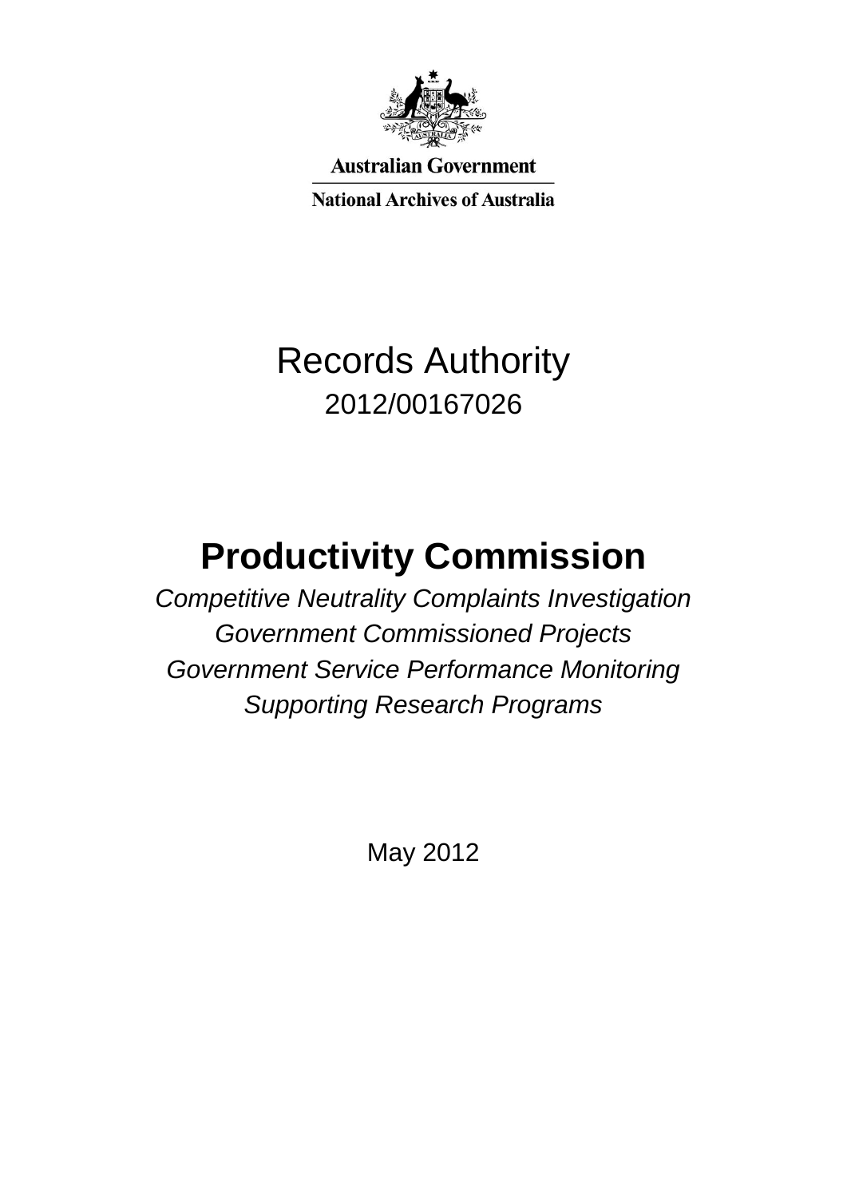Australian Government

National Archives of Australia

# Records Authority

2012/00167026

# Productivity Commission

*Competitive Neutrality Complaints Investigation*

*Government Commissioned Projects*

*Government Service Performance Monitoring*

*Supporting Research Programs*

May 2012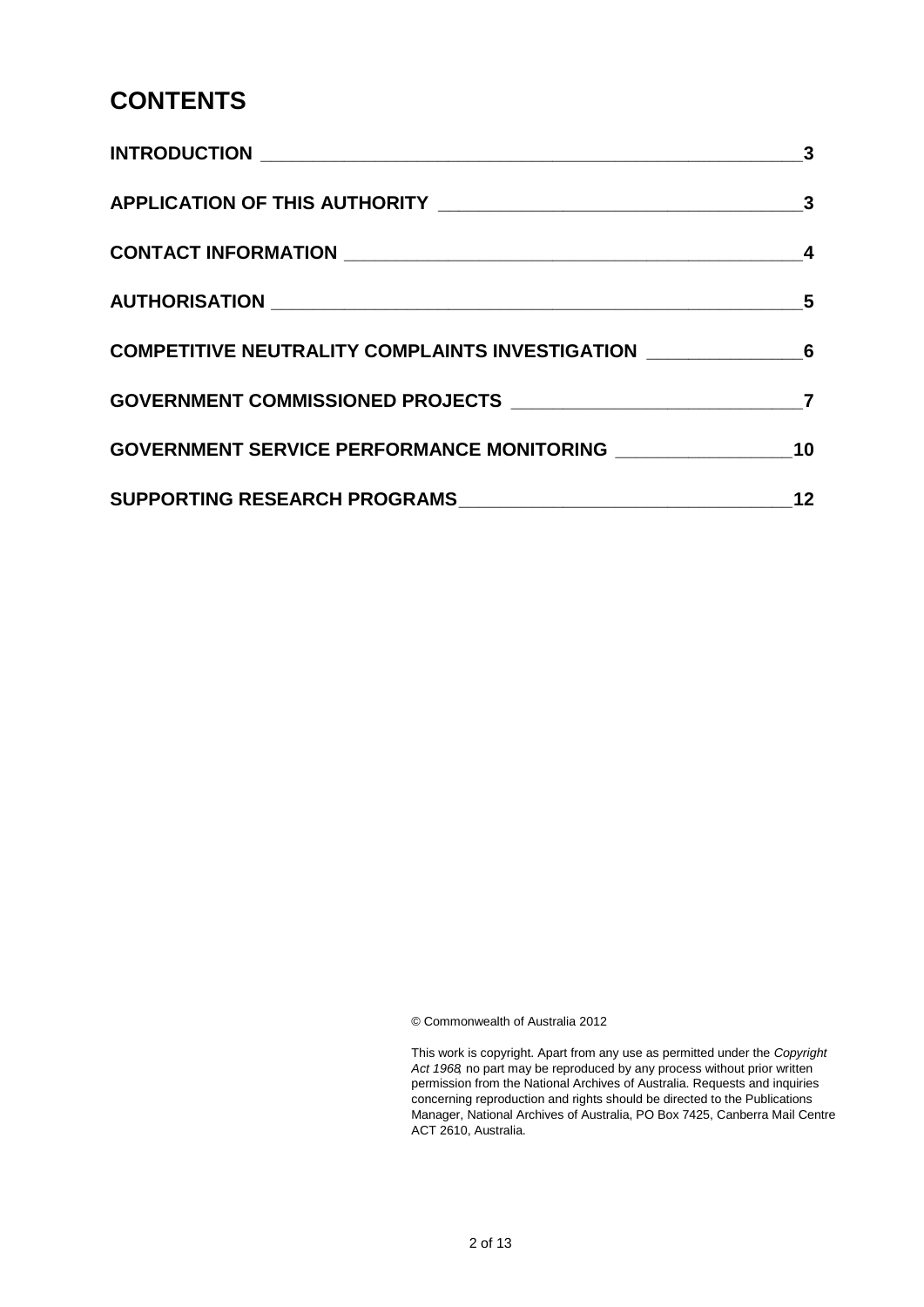# CONTENTS

| | |
|---|---|
| **INTRODUCTION** | **3** |
| **APPLICATION OF THIS AUTHORITY** | **3** |
| **CONTACT INFORMATION** | **4** |
| **AUTHORISATION** | **5** |
| **COMPETITIVE NEUTRALITY COMPLAINTS INVESTIGATION** | **6** |
| **GOVERNMENT COMMISSIONED PROJECTS** | **7** |
| **GOVERNMENT SERVICE PERFORMANCE MONITORING** | **10** |
| **SUPPORTING RESEARCH PROGRAMS** | **12** |

© Commonwealth of Australia 2012

This work is copyright. Apart from any use as permitted under the *Copyright Act 1968*, no part may be reproduced by any process without prior written permission from the National Archives of Australia. Requests and inquiries concerning reproduction and rights should be directed to the Publications Manager, National Archives of Australia, PO Box 7425, Canberra Mail Centre ACT 2610, Australia.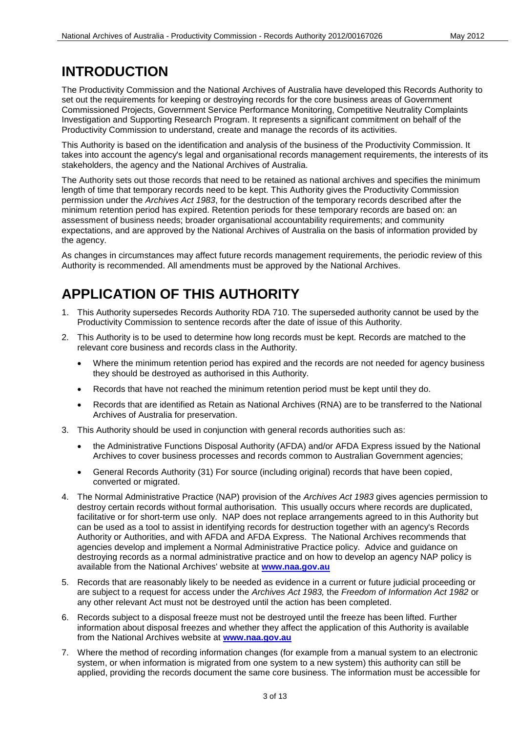# INTRODUCTION

The Productivity Commission and the National Archives of Australia have developed this Records Authority to set out the requirements for keeping or destroying records for the core business areas of Government Commissioned Projects, Government Service Performance Monitoring, Competitive Neutrality Complaints Investigation and Supporting Research Program. It represents a significant commitment on behalf of the Productivity Commission to understand, create and manage the records of its activities.

This Authority is based on the identification and analysis of the business of the Productivity Commission. It takes into account the agency's legal and organisational records management requirements, the interests of its stakeholders, the agency and the National Archives of Australia.

The Authority sets out those records that need to be retained as national archives and specifies the minimum length of time that temporary records need to be kept. This Authority gives the Productivity Commission permission under the *Archives Act 1983*, for the destruction of the temporary records described after the minimum retention period has expired. Retention periods for these temporary records are based on: an assessment of business needs; broader organisational accountability requirements; and community expectations, and are approved by the National Archives of Australia on the basis of information provided by the agency.

As changes in circumstances may affect future records management requirements, the periodic review of this Authority is recommended. All amendments must be approved by the National Archives.

# APPLICATION OF THIS AUTHORITY

1. This Authority supersedes Records Authority RDA 710. The superseded authority cannot be used by the Productivity Commission to sentence records after the date of issue of this Authority.
2. This Authority is to be used to determine how long records must be kept. Records are matched to the relevant core business and records class in the Authority.
   - Where the minimum retention period has expired and the records are not needed for agency business they should be destroyed as authorised in this Authority.
   - Records that have not reached the minimum retention period must be kept until they do.
   - Records that are identified as Retain as National Archives (RNA) are to be transferred to the National Archives of Australia for preservation.
3. This Authority should be used in conjunction with general records authorities such as:
   - the Administrative Functions Disposal Authority (AFDA) and/or AFDA Express issued by the National Archives to cover business processes and records common to Australian Government agencies;
   - General Records Authority (31) For source (including original) records that have been copied, converted or migrated.
4. The Normal Administrative Practice (NAP) provision of the *Archives Act 1983* gives agencies permission to destroy certain records without formal authorisation. This usually occurs where records are duplicated, facilitative or for short-term use only. NAP does not replace arrangements agreed to in this Authority but can be used as a tool to assist in identifying records for destruction together with an agency's Records Authority or Authorities, and with AFDA and AFDA Express. The National Archives recommends that agencies develop and implement a Normal Administrative Practice policy. Advice and guidance on destroying records as a normal administrative practice and on how to develop an agency NAP policy is available from the National Archives' website at **www.naa.gov.au**
5. Records that are reasonably likely to be needed as evidence in a current or future judicial proceeding or are subject to a request for access under the *Archives Act 1983,* the *Freedom of Information Act 1982* or any other relevant Act must not be destroyed until the action has been completed.
6. Records subject to a disposal freeze must not be destroyed until the freeze has been lifted. Further information about disposal freezes and whether they affect the application of this Authority is available from the National Archives website at **www.naa.gov.au**
7. Where the method of recording information changes (for example from a manual system to an electronic system, or when information is migrated from one system to a new system) this authority can still be applied, providing the records document the same core business. The information must be accessible for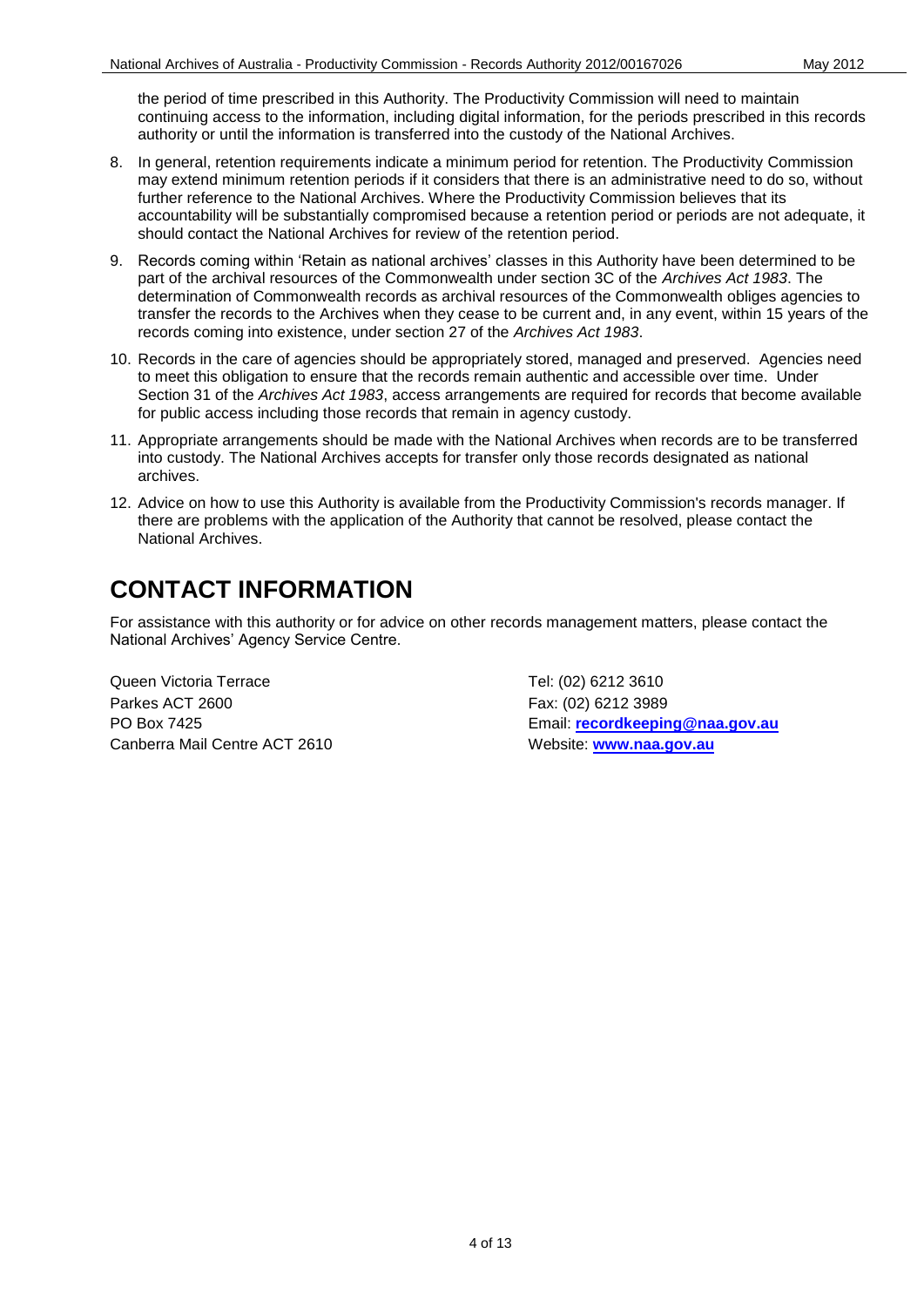the period of time prescribed in this Authority. The Productivity Commission will need to maintain continuing access to the information, including digital information, for the periods prescribed in this records authority or until the information is transferred into the custody of the National Archives.

8. In general, retention requirements indicate a minimum period for retention. The Productivity Commission may extend minimum retention periods if it considers that there is an administrative need to do so, without further reference to the National Archives. Where the Productivity Commission believes that its accountability will be substantially compromised because a retention period or periods are not adequate, it should contact the National Archives for review of the retention period.

9. Records coming within 'Retain as national archives' classes in this Authority have been determined to be part of the archival resources of the Commonwealth under section 3C of the *Archives Act 1983*. The determination of Commonwealth records as archival resources of the Commonwealth obliges agencies to transfer the records to the Archives when they cease to be current and, in any event, within 15 years of the records coming into existence, under section 27 of the *Archives Act 1983*.

10. Records in the care of agencies should be appropriately stored, managed and preserved. Agencies need to meet this obligation to ensure that the records remain authentic and accessible over time. Under Section 31 of the *Archives Act 1983*, access arrangements are required for records that become available for public access including those records that remain in agency custody.

11. Appropriate arrangements should be made with the National Archives when records are to be transferred into custody. The National Archives accepts for transfer only those records designated as national archives.

12. Advice on how to use this Authority is available from the Productivity Commission's records manager. If there are problems with the application of the Authority that cannot be resolved, please contact the National Archives.

# CONTACT INFORMATION

For assistance with this authority or for advice on other records management matters, please contact the National Archives' Agency Service Centre.

Queen Victoria Terrace
Parkes ACT 2600
PO Box 7425
Canberra Mail Centre ACT 2610

Tel: (02) 6212 3610
Fax: (02) 6212 3989
Email: **recordkeeping@naa.gov.au**
Website: **www.naa.gov.au**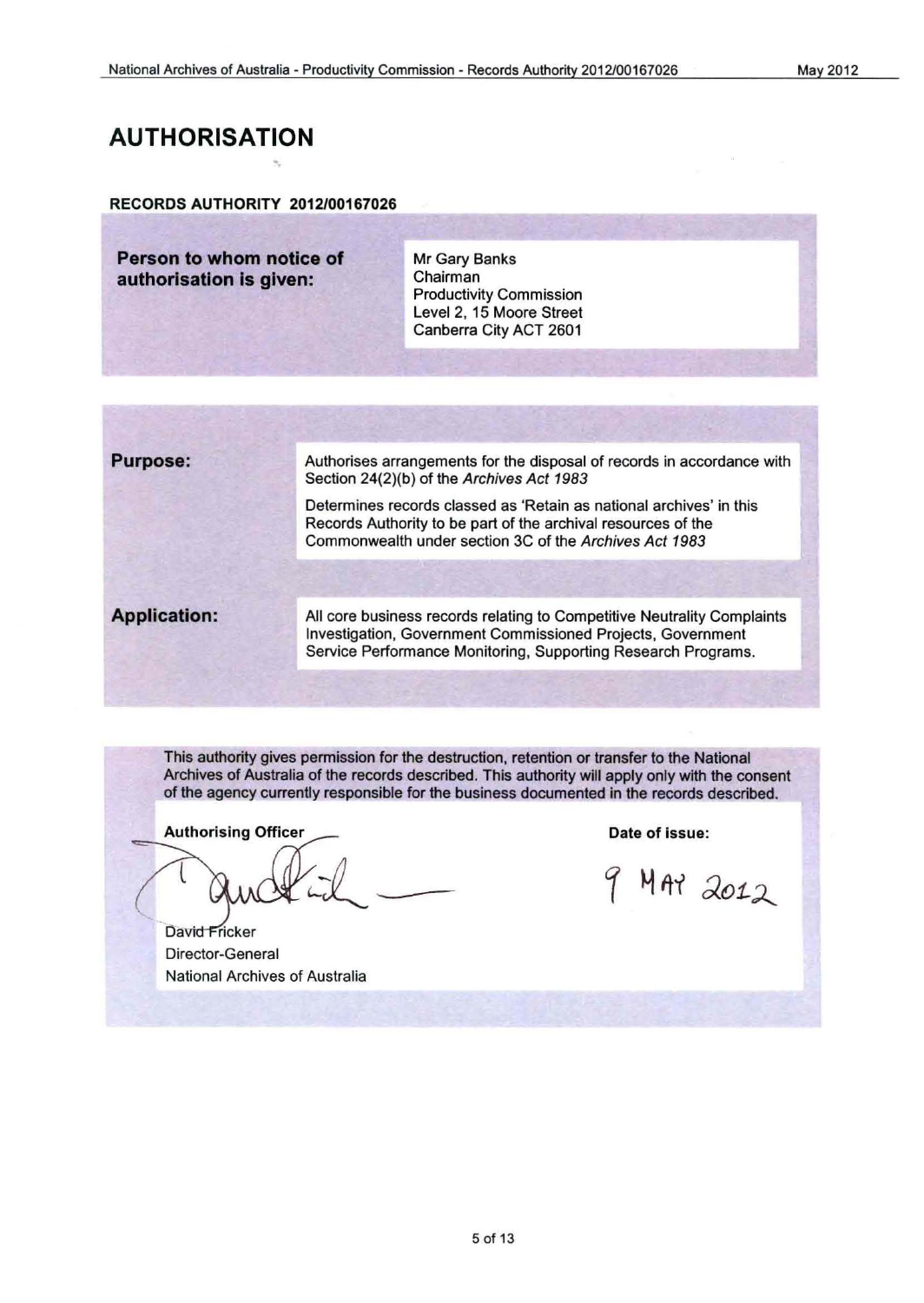# AUTHORISATION

**RECORDS AUTHORITY 2012/00167026**

| | |
|---|---|
| **Person to whom notice of authorisation is given:** | Mr Gary Banks<br>Chairman<br>Productivity Commission<br>Level 2, 15 Moore Street<br>Canberra City ACT 2601 |

| | |
|---|---|
| **Purpose:** | Authorises arrangements for the disposal of records in accordance with Section 24(2)(b) of the *Archives Act 1983*<br><br>Determines records classed as 'Retain as national archives' in this Records Authority to be part of the archival resources of the Commonwealth under section 3C of the *Archives Act 1983* |
| **Application:** | All core business records relating to Competitive Neutrality Complaints Investigation, Government Commissioned Projects, Government Service Performance Monitoring, Supporting Research Programs. |

This authority gives permission for the destruction, retention or transfer to the National Archives of Australia of the records described. This authority will apply only with the consent of the agency currently responsible for the business documented in the records described.

| **Authorising Officer** | **Date of issue:** |
|---|---|
| David Fricker<br>Director-General<br>National Archives of Australia | 9 MAY 2012 |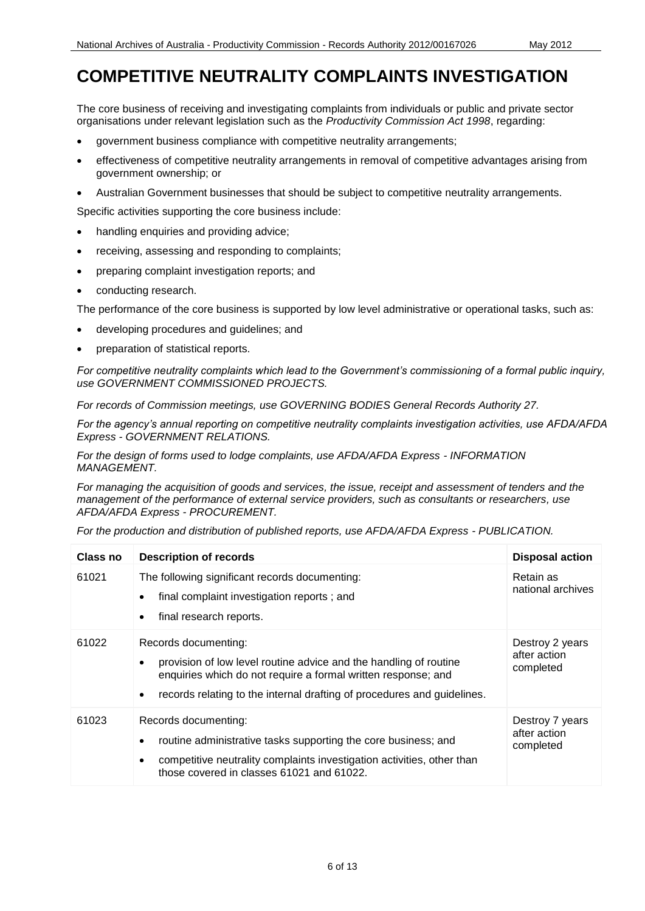# COMPETITIVE NEUTRALITY COMPLAINTS INVESTIGATION

The core business of receiving and investigating complaints from individuals or public and private sector organisations under relevant legislation such as the *Productivity Commission Act 1998*, regarding:

- government business compliance with competitive neutrality arrangements;
- effectiveness of competitive neutrality arrangements in removal of competitive advantages arising from government ownership; or
- Australian Government businesses that should be subject to competitive neutrality arrangements.

Specific activities supporting the core business include:

- handling enquiries and providing advice;
- receiving, assessing and responding to complaints;
- preparing complaint investigation reports; and
- conducting research.

The performance of the core business is supported by low level administrative or operational tasks, such as:

- developing procedures and guidelines; and
- preparation of statistical reports.

*For competitive neutrality complaints which lead to the Government's commissioning of a formal public inquiry, use GOVERNMENT COMMISSIONED PROJECTS.*

*For records of Commission meetings, use GOVERNING BODIES General Records Authority 27.*

*For the agency's annual reporting on competitive neutrality complaints investigation activities, use AFDA/AFDA Express - GOVERNMENT RELATIONS.*

*For the design of forms used to lodge complaints, use AFDA/AFDA Express - INFORMATION MANAGEMENT.*

*For managing the acquisition of goods and services, the issue, receipt and assessment of tenders and the management of the performance of external service providers, such as consultants or researchers, use AFDA/AFDA Express - PROCUREMENT.*

*For the production and distribution of published reports, use AFDA/AFDA Express - PUBLICATION.*

| Class no | Description of records | Disposal action |
|---|---|---|
| 61021 | The following significant records documenting:<br>• final complaint investigation reports ; and<br>• final research reports. | Retain as national archives |
| 61022 | Records documenting:<br>• provision of low level routine advice and the handling of routine enquiries which do not require a formal written response; and<br>• records relating to the internal drafting of procedures and guidelines. | Destroy 2 years after action completed |
| 61023 | Records documenting:<br>• routine administrative tasks supporting the core business; and<br>• competitive neutrality complaints investigation activities, other than those covered in classes 61021 and 61022. | Destroy 7 years after action completed |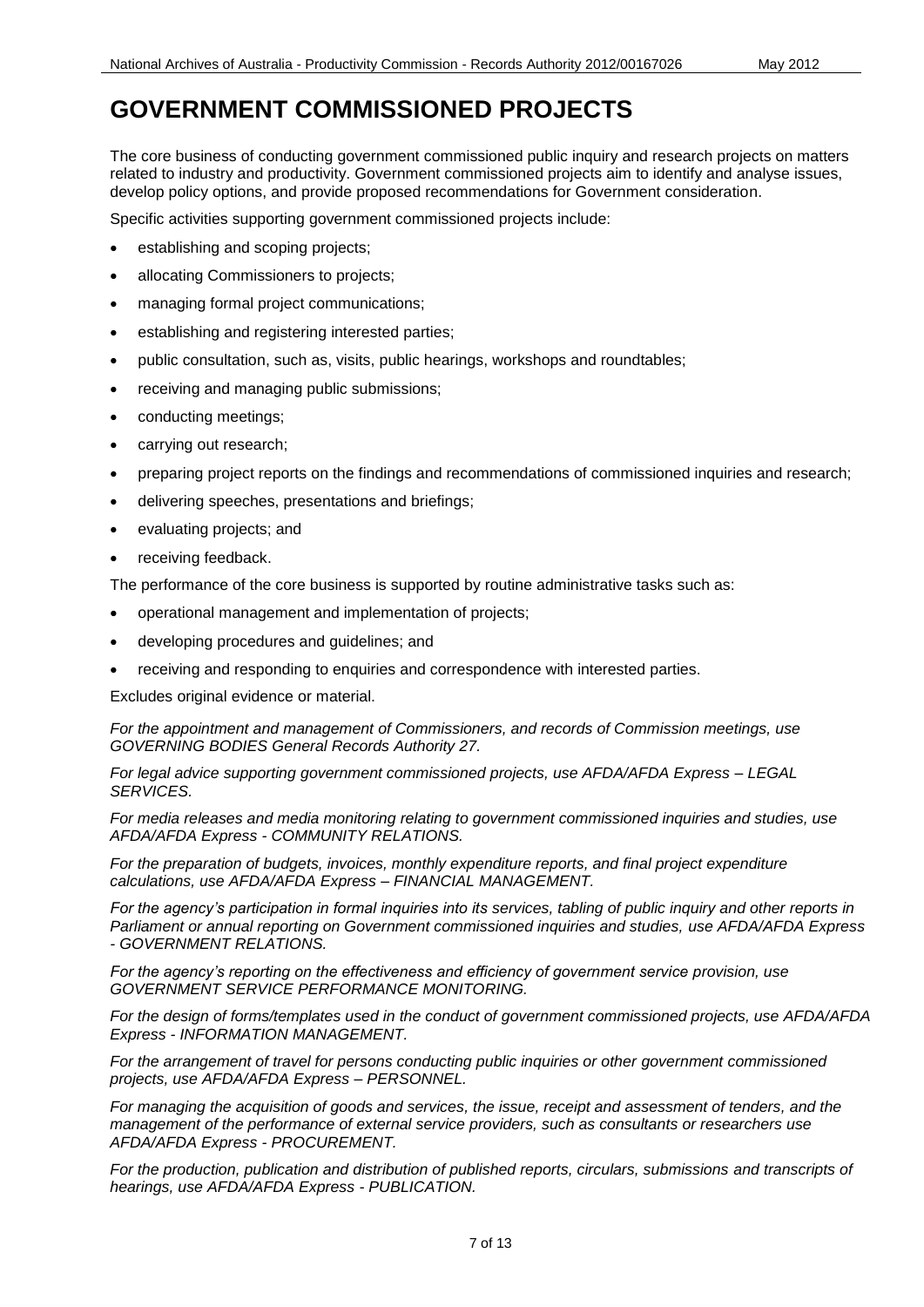# GOVERNMENT COMMISSIONED PROJECTS

The core business of conducting government commissioned public inquiry and research projects on matters related to industry and productivity. Government commissioned projects aim to identify and analyse issues, develop policy options, and provide proposed recommendations for Government consideration.

Specific activities supporting government commissioned projects include:

- establishing and scoping projects;
- allocating Commissioners to projects;
- managing formal project communications;
- establishing and registering interested parties;
- public consultation, such as, visits, public hearings, workshops and roundtables;
- receiving and managing public submissions;
- conducting meetings;
- carrying out research;
- preparing project reports on the findings and recommendations of commissioned inquiries and research;
- delivering speeches, presentations and briefings;
- evaluating projects; and
- receiving feedback.

The performance of the core business is supported by routine administrative tasks such as:

- operational management and implementation of projects;
- developing procedures and guidelines; and
- receiving and responding to enquiries and correspondence with interested parties.

Excludes original evidence or material.

*For the appointment and management of Commissioners, and records of Commission meetings, use GOVERNING BODIES General Records Authority 27.*

*For legal advice supporting government commissioned projects, use AFDA/AFDA Express – LEGAL SERVICES.*

*For media releases and media monitoring relating to government commissioned inquiries and studies, use AFDA/AFDA Express - COMMUNITY RELATIONS.*

*For the preparation of budgets, invoices, monthly expenditure reports, and final project expenditure calculations, use AFDA/AFDA Express – FINANCIAL MANAGEMENT.*

*For the agency's participation in formal inquiries into its services, tabling of public inquiry and other reports in Parliament or annual reporting on Government commissioned inquiries and studies, use AFDA/AFDA Express - GOVERNMENT RELATIONS.*

*For the agency's reporting on the effectiveness and efficiency of government service provision, use GOVERNMENT SERVICE PERFORMANCE MONITORING.*

*For the design of forms/templates used in the conduct of government commissioned projects, use AFDA/AFDA Express - INFORMATION MANAGEMENT.*

*For the arrangement of travel for persons conducting public inquiries or other government commissioned projects, use AFDA/AFDA Express – PERSONNEL.*

*For managing the acquisition of goods and services, the issue, receipt and assessment of tenders, and the management of the performance of external service providers, such as consultants or researchers use AFDA/AFDA Express - PROCUREMENT.*

*For the production, publication and distribution of published reports, circulars, submissions and transcripts of hearings, use AFDA/AFDA Express - PUBLICATION.*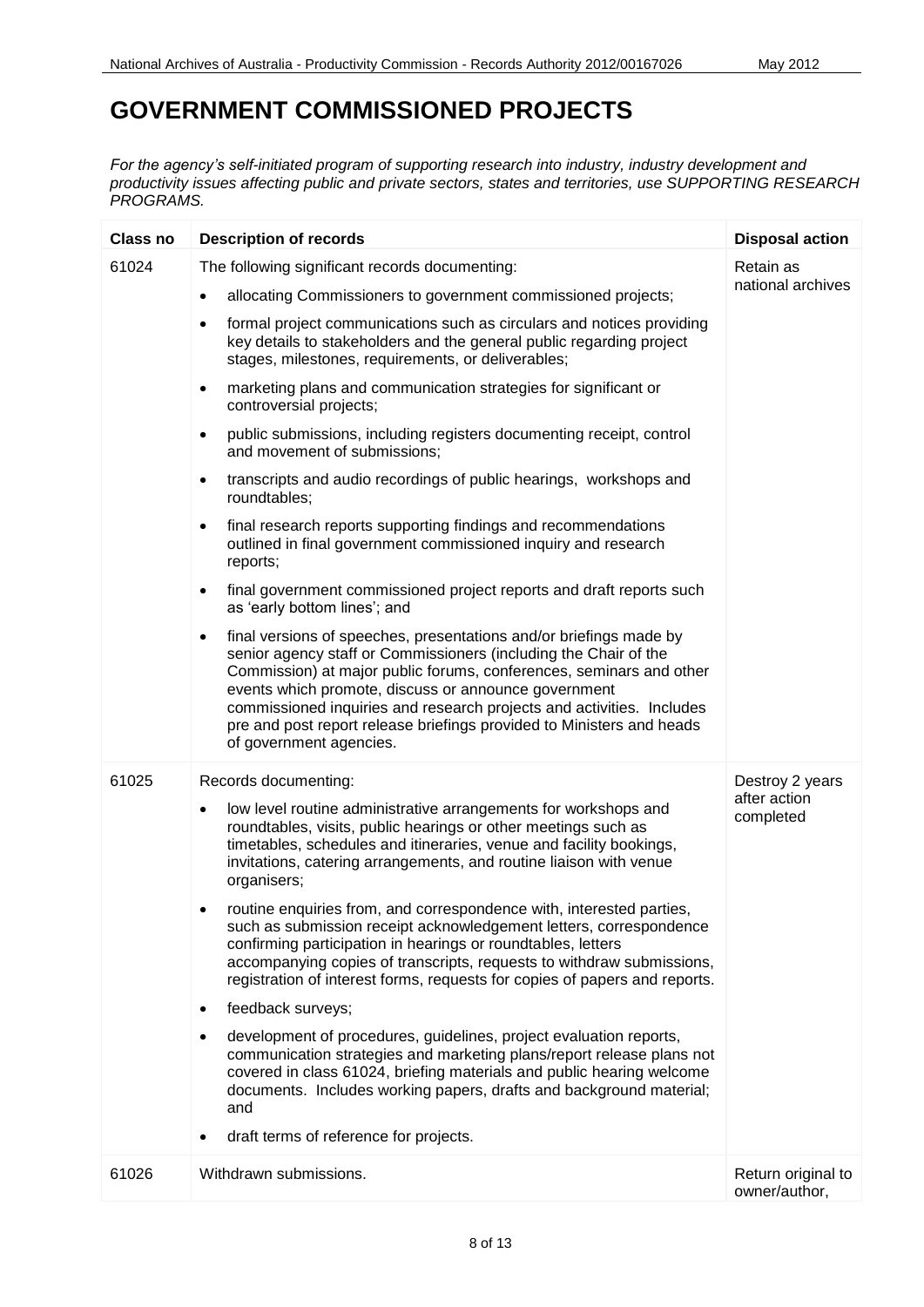# GOVERNMENT COMMISSIONED PROJECTS

*For the agency's self-initiated program of supporting research into industry, industry development and productivity issues affecting public and private sectors, states and territories, use SUPPORTING RESEARCH PROGRAMS.*

| Class no | Description of records | Disposal action |
|---|---|---|
| 61024 | The following significant records documenting:<br>• allocating Commissioners to government commissioned projects;<br>• formal project communications such as circulars and notices providing key details to stakeholders and the general public regarding project stages, milestones, requirements, or deliverables;<br>• marketing plans and communication strategies for significant or controversial projects;<br>• public submissions, including registers documenting receipt, control and movement of submissions;<br>• transcripts and audio recordings of public hearings, workshops and roundtables;<br>• final research reports supporting findings and recommendations outlined in final government commissioned inquiry and research reports;<br>• final government commissioned project reports and draft reports such as 'early bottom lines'; and<br>• final versions of speeches, presentations and/or briefings made by senior agency staff or Commissioners (including the Chair of the Commission) at major public forums, conferences, seminars and other events which promote, discuss or announce government commissioned inquiries and research projects and activities. Includes pre and post report release briefings provided to Ministers and heads of government agencies. | Retain as national archives |
| 61025 | Records documenting:<br>• low level routine administrative arrangements for workshops and roundtables, visits, public hearings or other meetings such as timetables, schedules and itineraries, venue and facility bookings, invitations, catering arrangements, and routine liaison with venue organisers;<br>• routine enquiries from, and correspondence with, interested parties, such as submission receipt acknowledgement letters, correspondence confirming participation in hearings or roundtables, letters accompanying copies of transcripts, requests to withdraw submissions, registration of interest forms, requests for copies of papers and reports.<br>• feedback surveys;<br>• development of procedures, guidelines, project evaluation reports, communication strategies and marketing plans/report release plans not covered in class 61024, briefing materials and public hearing welcome documents. Includes working papers, drafts and background material; and<br>• draft terms of reference for projects. | Destroy 2 years after action completed |
| 61026 | Withdrawn submissions. | Return original to owner/author, |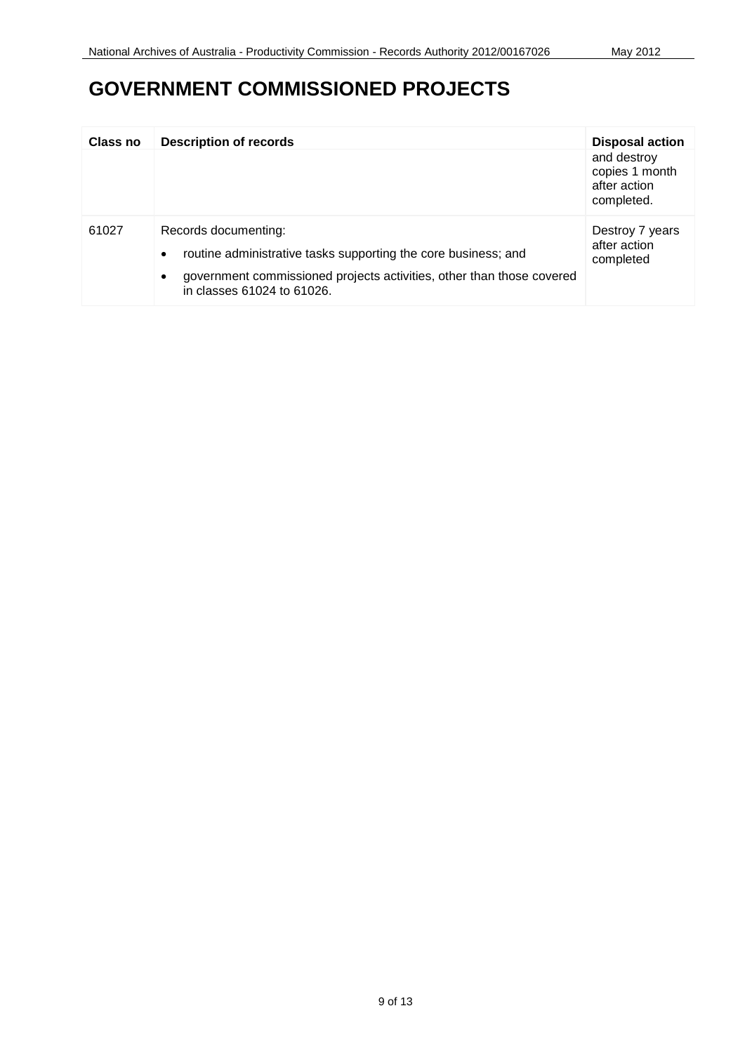# GOVERNMENT COMMISSIONED PROJECTS

| Class no | Description of records | Disposal action |
|---|---|---|
| | | and destroy copies 1 month after action completed. |
| 61027 | Records documenting:<br>• routine administrative tasks supporting the core business; and<br>• government commissioned projects activities, other than those covered in classes 61024 to 61026. | Destroy 7 years after action completed |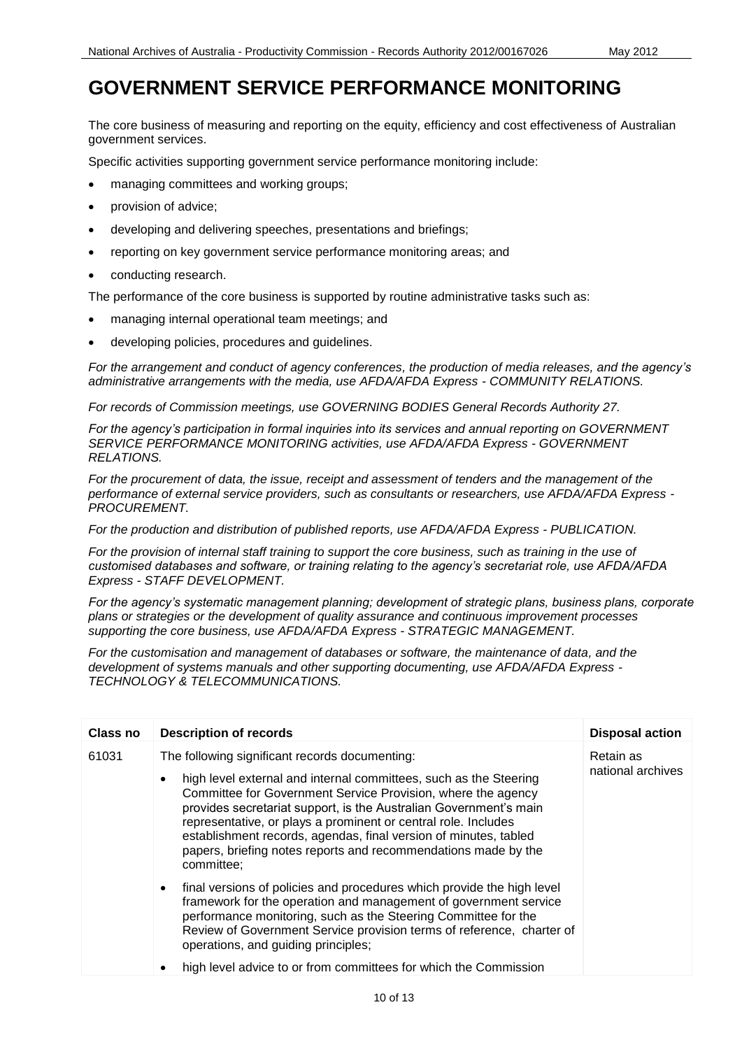# GOVERNMENT SERVICE PERFORMANCE MONITORING

The core business of measuring and reporting on the equity, efficiency and cost effectiveness of Australian government services.

Specific activities supporting government service performance monitoring include:

- managing committees and working groups;
- provision of advice;
- developing and delivering speeches, presentations and briefings;
- reporting on key government service performance monitoring areas; and
- conducting research.

The performance of the core business is supported by routine administrative tasks such as:

- managing internal operational team meetings; and
- developing policies, procedures and guidelines.

*For the arrangement and conduct of agency conferences, the production of media releases, and the agency's administrative arrangements with the media, use AFDA/AFDA Express - COMMUNITY RELATIONS.*

*For records of Commission meetings, use GOVERNING BODIES General Records Authority 27.*

*For the agency's participation in formal inquiries into its services and annual reporting on GOVERNMENT SERVICE PERFORMANCE MONITORING activities, use AFDA/AFDA Express - GOVERNMENT RELATIONS.*

*For the procurement of data, the issue, receipt and assessment of tenders and the management of the performance of external service providers, such as consultants or researchers, use AFDA/AFDA Express - PROCUREMENT.*

*For the production and distribution of published reports, use AFDA/AFDA Express - PUBLICATION.*

*For the provision of internal staff training to support the core business, such as training in the use of customised databases and software, or training relating to the agency's secretariat role, use AFDA/AFDA Express - STAFF DEVELOPMENT.*

*For the agency's systematic management planning; development of strategic plans, business plans, corporate plans or strategies or the development of quality assurance and continuous improvement processes supporting the core business, use AFDA/AFDA Express - STRATEGIC MANAGEMENT.*

*For the customisation and management of databases or software, the maintenance of data, and the development of systems manuals and other supporting documenting, use AFDA/AFDA Express - TECHNOLOGY & TELECOMMUNICATIONS.*

| Class no | Description of records | Disposal action |
|---|---|---|
| 61031 | The following significant records documenting:<br><br>• high level external and internal committees, such as the Steering Committee for Government Service Provision, where the agency provides secretariat support, is the Australian Government's main representative, or plays a prominent or central role. Includes establishment records, agendas, final version of minutes, tabled papers, briefing notes reports and recommendations made by the committee;<br><br>• final versions of policies and procedures which provide the high level framework for the operation and management of government service performance monitoring, such as the Steering Committee for the Review of Government Service provision terms of reference, charter of operations, and guiding principles;<br><br>• high level advice to or from committees for which the Commission | Retain as national archives |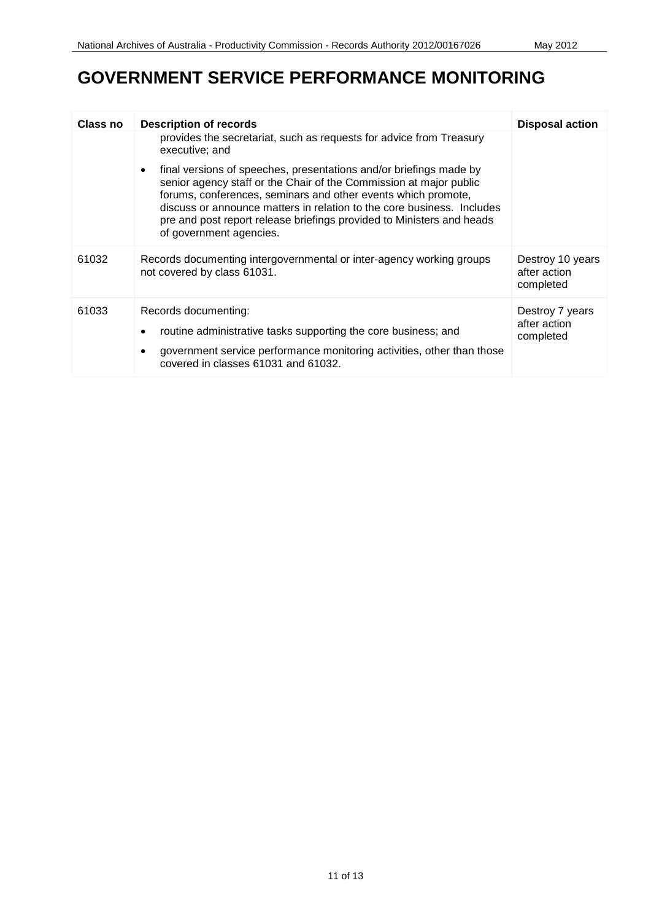# GOVERNMENT SERVICE PERFORMANCE MONITORING

| Class no | Description of records | Disposal action |
|---|---|---|
| | provides the secretariat, such as requests for advice from Treasury executive; and<br><br>• final versions of speeches, presentations and/or briefings made by senior agency staff or the Chair of the Commission at major public forums, conferences, seminars and other events which promote, discuss or announce matters in relation to the core business. Includes pre and post report release briefings provided to Ministers and heads of government agencies. | |
| 61032 | Records documenting intergovernmental or inter-agency working groups not covered by class 61031. | Destroy 10 years after action completed |
| 61033 | Records documenting:<br><br>• routine administrative tasks supporting the core business; and<br><br>• government service performance monitoring activities, other than those covered in classes 61031 and 61032. | Destroy 7 years after action completed |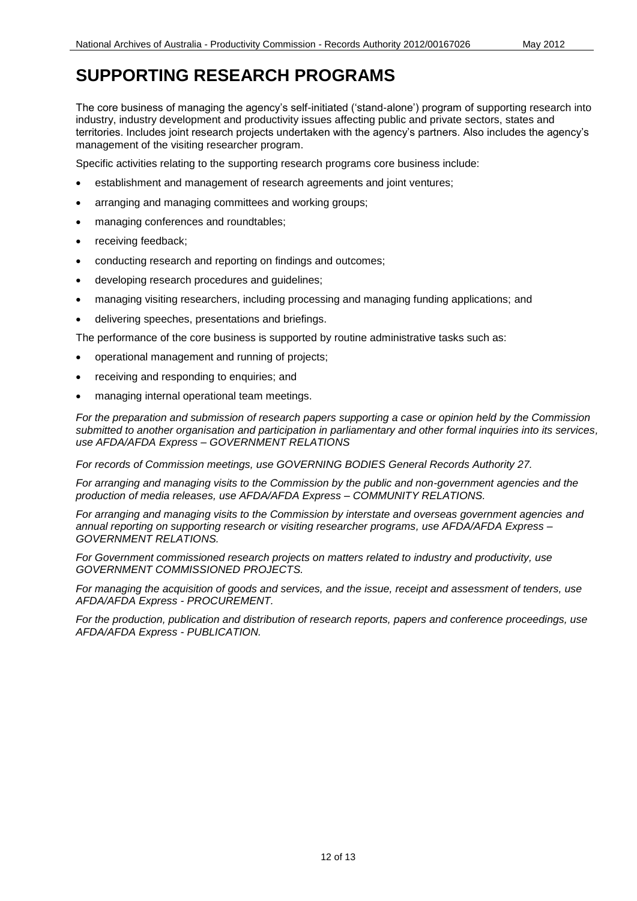# SUPPORTING RESEARCH PROGRAMS

The core business of managing the agency's self-initiated ('stand-alone') program of supporting research into industry, industry development and productivity issues affecting public and private sectors, states and territories. Includes joint research projects undertaken with the agency's partners. Also includes the agency's management of the visiting researcher program.

Specific activities relating to the supporting research programs core business include:

- establishment and management of research agreements and joint ventures;
- arranging and managing committees and working groups;
- managing conferences and roundtables;
- receiving feedback;
- conducting research and reporting on findings and outcomes;
- developing research procedures and guidelines;
- managing visiting researchers, including processing and managing funding applications; and
- delivering speeches, presentations and briefings.

The performance of the core business is supported by routine administrative tasks such as:

- operational management and running of projects;
- receiving and responding to enquiries; and
- managing internal operational team meetings.

*For the preparation and submission of research papers supporting a case or opinion held by the Commission submitted to another organisation and participation in parliamentary and other formal inquiries into its services, use AFDA/AFDA Express – GOVERNMENT RELATIONS*

*For records of Commission meetings, use GOVERNING BODIES General Records Authority 27.*

*For arranging and managing visits to the Commission by the public and non-government agencies and the production of media releases, use AFDA/AFDA Express – COMMUNITY RELATIONS.*

*For arranging and managing visits to the Commission by interstate and overseas government agencies and annual reporting on supporting research or visiting researcher programs, use AFDA/AFDA Express – GOVERNMENT RELATIONS.*

*For Government commissioned research projects on matters related to industry and productivity, use GOVERNMENT COMMISSIONED PROJECTS.*

*For managing the acquisition of goods and services, and the issue, receipt and assessment of tenders, use AFDA/AFDA Express - PROCUREMENT.*

*For the production, publication and distribution of research reports, papers and conference proceedings, use AFDA/AFDA Express - PUBLICATION.*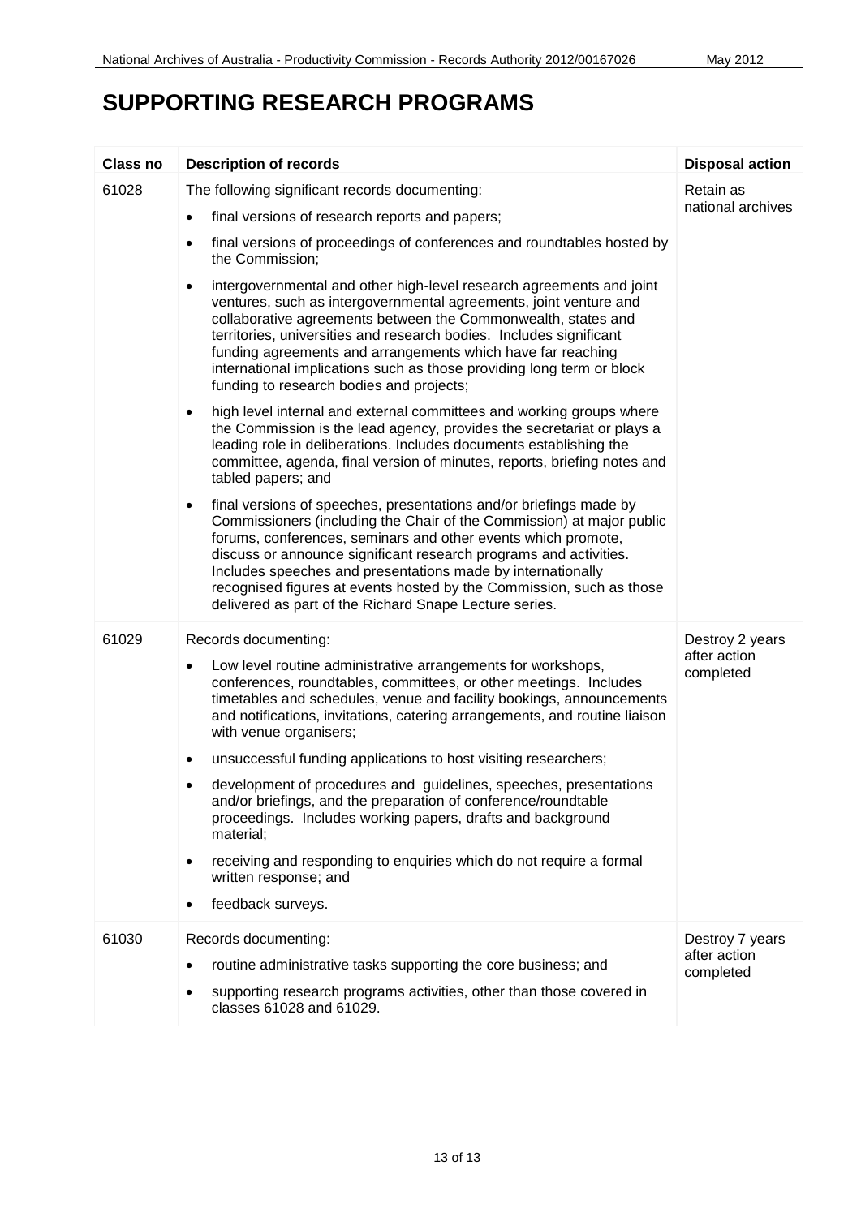# SUPPORTING RESEARCH PROGRAMS

| Class no | Description of records | Disposal action |
|---|---|---|
| 61028 | The following significant records documenting:<br>• final versions of research reports and papers;<br>• final versions of proceedings of conferences and roundtables hosted by the Commission;<br>• intergovernmental and other high-level research agreements and joint ventures, such as intergovernmental agreements, joint venture and collaborative agreements between the Commonwealth, states and territories, universities and research bodies. Includes significant funding agreements and arrangements which have far reaching international implications such as those providing long term or block funding to research bodies and projects;<br>• high level internal and external committees and working groups where the Commission is the lead agency, provides the secretariat or plays a leading role in deliberations. Includes documents establishing the committee, agenda, final version of minutes, reports, briefing notes and tabled papers; and<br>• final versions of speeches, presentations and/or briefings made by Commissioners (including the Chair of the Commission) at major public forums, conferences, seminars and other events which promote, discuss or announce significant research programs and activities. Includes speeches and presentations made by internationally recognised figures at events hosted by the Commission, such as those delivered as part of the Richard Snape Lecture series. | Retain as national archives |
| 61029 | Records documenting:<br>• Low level routine administrative arrangements for workshops, conferences, roundtables, committees, or other meetings. Includes timetables and schedules, venue and facility bookings, announcements and notifications, invitations, catering arrangements, and routine liaison with venue organisers;<br>• unsuccessful funding applications to host visiting researchers;<br>• development of procedures and guidelines, speeches, presentations and/or briefings, and the preparation of conference/roundtable proceedings. Includes working papers, drafts and background material;<br>• receiving and responding to enquiries which do not require a formal written response; and<br>• feedback surveys. | Destroy 2 years after action completed |
| 61030 | Records documenting:<br>• routine administrative tasks supporting the core business; and<br>• supporting research programs activities, other than those covered in classes 61028 and 61029. | Destroy 7 years after action completed |